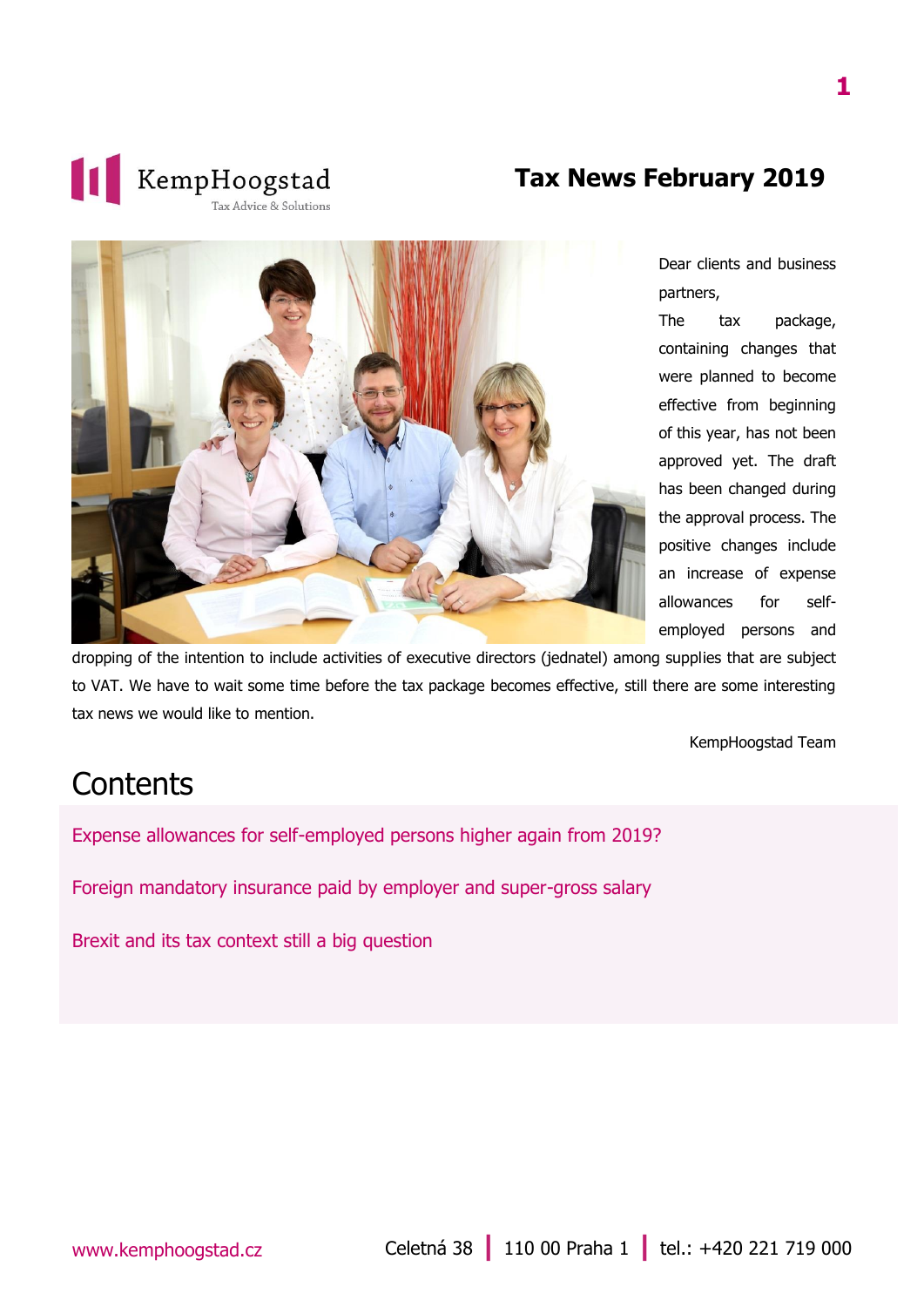KempHoogstad
Tax Advice & Solutions

# Tax News February 2019

Dear clients and business partners,

The tax package, containing changes that were planned to become effective from beginning of this year, has not been approved yet. The draft has been changed during the approval process. The positive changes include an increase of expense allowances for self-employed persons and dropping of the intention to include activities of executive directors (jednatel) among supplies that are subject to VAT. We have to wait some time before the tax package becomes effective, still there are some interesting tax news we would like to mention.

KempHoogstad Team

## Contents

Expense allowances for self-employed persons higher again from 2019?

Foreign mandatory insurance paid by employer and super-gross salary

Brexit and its tax context still a big question

www.kemphoogstad.cz

Celetná 38 | 110 00 Praha 1 | tel.: +420 221 719 000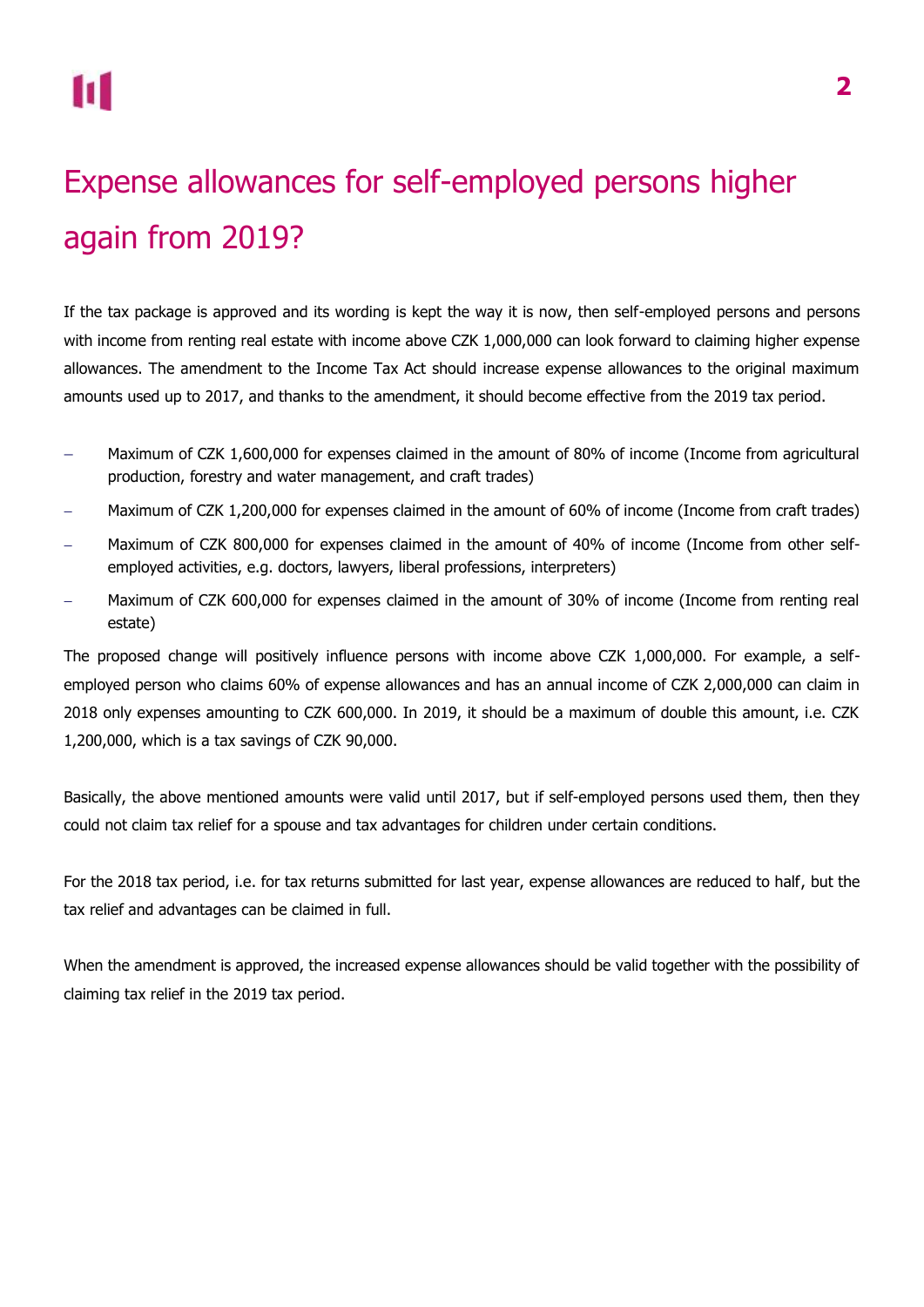# Expense allowances for self-employed persons higher again from 2019?

If the tax package is approved and its wording is kept the way it is now, then self-employed persons and persons with income from renting real estate with income above CZK 1,000,000 can look forward to claiming higher expense allowances. The amendment to the Income Tax Act should increase expense allowances to the original maximum amounts used up to 2017, and thanks to the amendment, it should become effective from the 2019 tax period.

- Maximum of CZK 1,600,000 for expenses claimed in the amount of 80% of income (Income from agricultural production, forestry and water management, and craft trades)
- Maximum of CZK 1,200,000 for expenses claimed in the amount of 60% of income (Income from craft trades)
- Maximum of CZK 800,000 for expenses claimed in the amount of 40% of income (Income from other self-employed activities, e.g. doctors, lawyers, liberal professions, interpreters)
- Maximum of CZK 600,000 for expenses claimed in the amount of 30% of income (Income from renting real estate)

The proposed change will positively influence persons with income above CZK 1,000,000. For example, a self-employed person who claims 60% of expense allowances and has an annual income of CZK 2,000,000 can claim in 2018 only expenses amounting to CZK 600,000. In 2019, it should be a maximum of double this amount, i.e. CZK 1,200,000, which is a tax savings of CZK 90,000.

Basically, the above mentioned amounts were valid until 2017, but if self-employed persons used them, then they could not claim tax relief for a spouse and tax advantages for children under certain conditions.

For the 2018 tax period, i.e. for tax returns submitted for last year, expense allowances are reduced to half, but the tax relief and advantages can be claimed in full.

When the amendment is approved, the increased expense allowances should be valid together with the possibility of claiming tax relief in the 2019 tax period.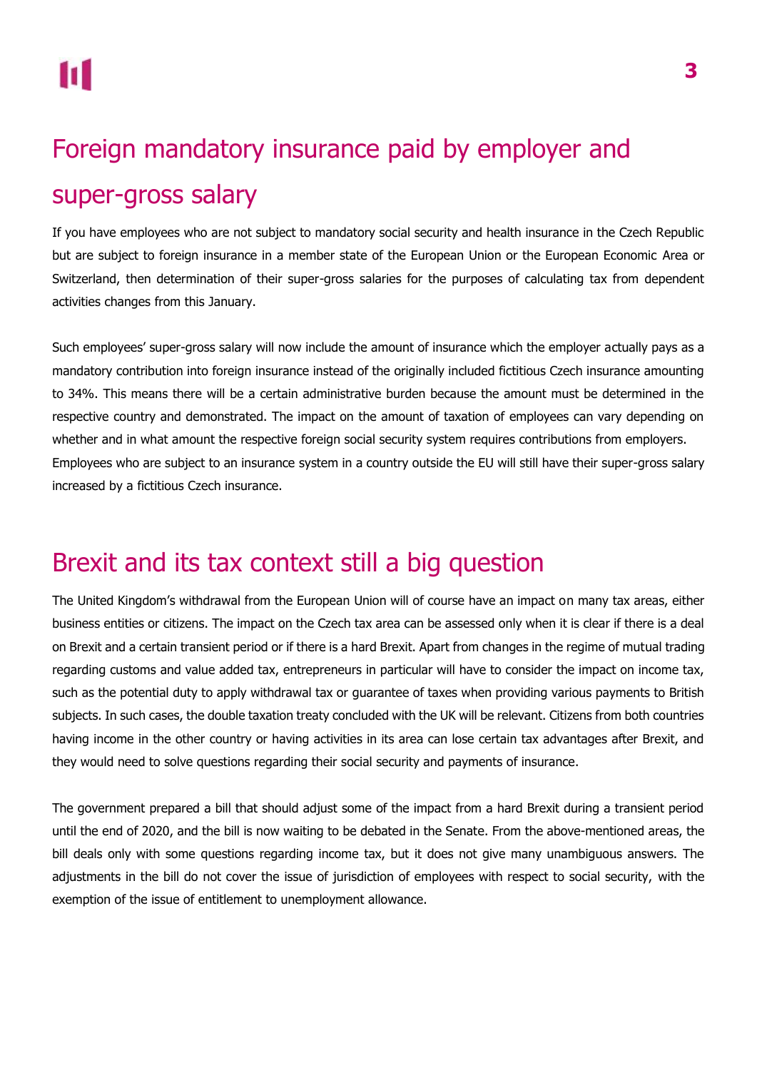# Foreign mandatory insurance paid by employer and super-gross salary

If you have employees who are not subject to mandatory social security and health insurance in the Czech Republic but are subject to foreign insurance in a member state of the European Union or the European Economic Area or Switzerland, then determination of their super-gross salaries for the purposes of calculating tax from dependent activities changes from this January.

Such employees' super-gross salary will now include the amount of insurance which the employer actually pays as a mandatory contribution into foreign insurance instead of the originally included fictitious Czech insurance amounting to 34%. This means there will be a certain administrative burden because the amount must be determined in the respective country and demonstrated. The impact on the amount of taxation of employees can vary depending on whether and in what amount the respective foreign social security system requires contributions from employers. Employees who are subject to an insurance system in a country outside the EU will still have their super-gross salary increased by a fictitious Czech insurance.

# Brexit and its tax context still a big question

The United Kingdom's withdrawal from the European Union will of course have an impact on many tax areas, either business entities or citizens. The impact on the Czech tax area can be assessed only when it is clear if there is a deal on Brexit and a certain transient period or if there is a hard Brexit. Apart from changes in the regime of mutual trading regarding customs and value added tax, entrepreneurs in particular will have to consider the impact on income tax, such as the potential duty to apply withdrawal tax or guarantee of taxes when providing various payments to British subjects. In such cases, the double taxation treaty concluded with the UK will be relevant. Citizens from both countries having income in the other country or having activities in its area can lose certain tax advantages after Brexit, and they would need to solve questions regarding their social security and payments of insurance.

The government prepared a bill that should adjust some of the impact from a hard Brexit during a transient period until the end of 2020, and the bill is now waiting to be debated in the Senate. From the above-mentioned areas, the bill deals only with some questions regarding income tax, but it does not give many unambiguous answers. The adjustments in the bill do not cover the issue of jurisdiction of employees with respect to social security, with the exemption of the issue of entitlement to unemployment allowance.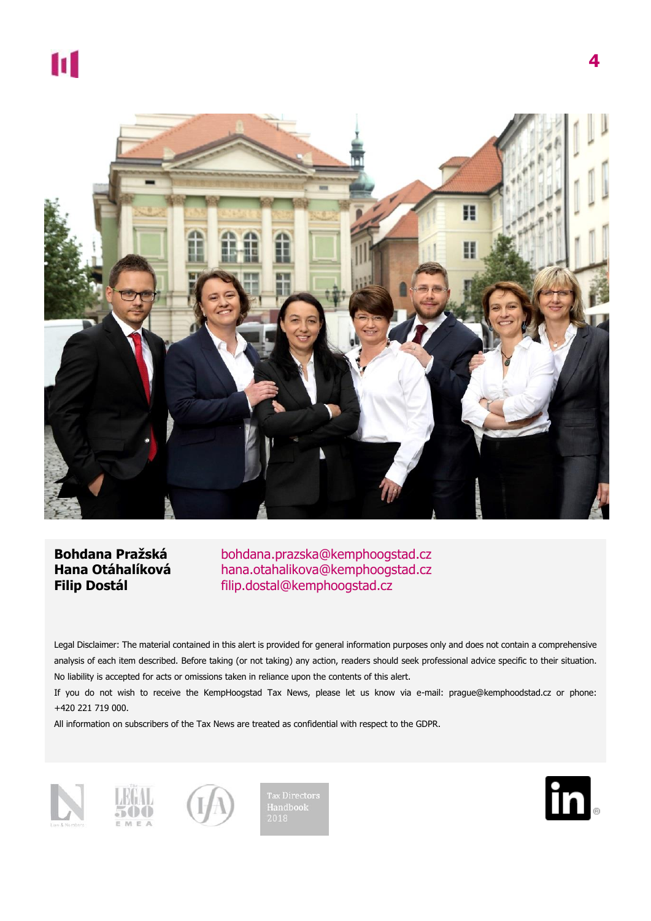**Bohdana Pražská** bohdana.prazska@kemphoogstad.cz
**Hana Otáhalíková** hana.otahalikova@kemphoogstad.cz
**Filip Dostál** filip.dostal@kemphoogstad.cz

Legal Disclaimer: The material contained in this alert is provided for general information purposes only and does not contain a comprehensive analysis of each item described. Before taking (or not taking) any action, readers should seek professional advice specific to their situation. No liability is accepted for acts or omissions taken in reliance upon the contents of this alert.

If you do not wish to receive the KempHoogstad Tax News, please let us know via e-mail: prague@kemphoodstad.cz or phone: +420 221 719 000.

All information on subscribers of the Tax News are treated as confidential with respect to the GDPR.

Tax Directors Handbook 2018